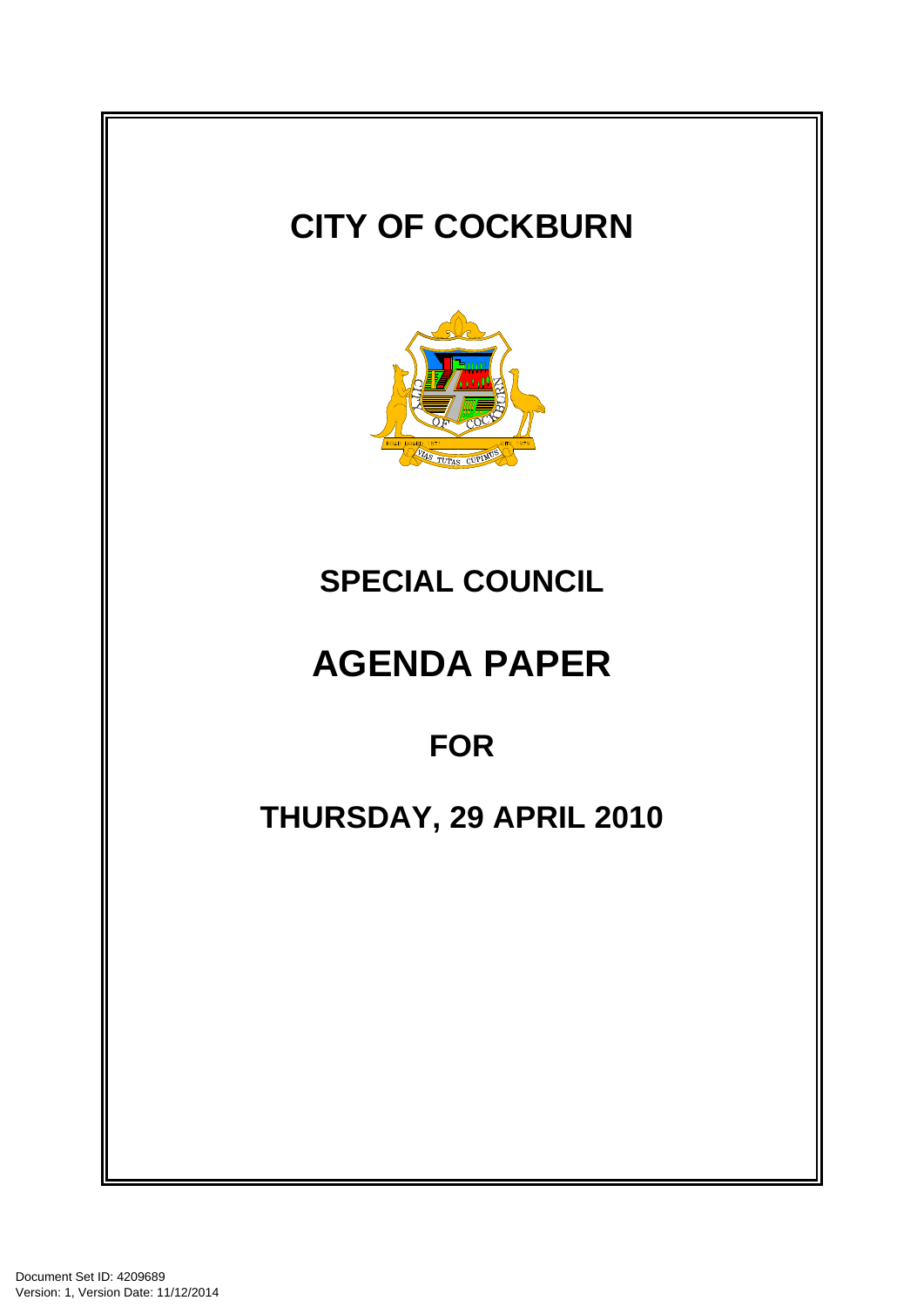# CITY OF COCKBURN

## SPECIAL COUNCIL

# AGENDA PAPER

## FOR

## THURSDAY, 29 APRIL 2010

Document Set ID: 4209689
Version: 1, Version Date: 11/12/2014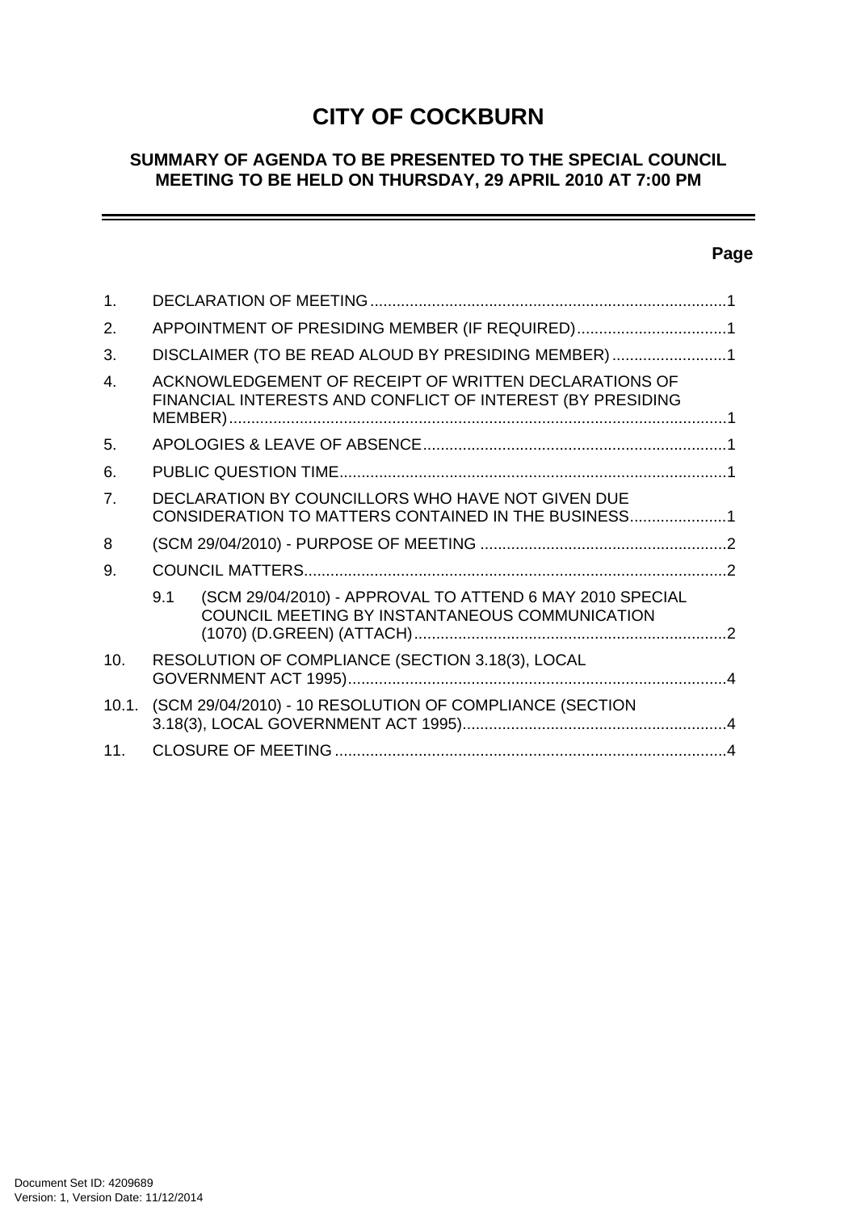# CITY OF COCKBURN

## SUMMARY OF AGENDA TO BE PRESENTED TO THE SPECIAL COUNCIL MEETING TO BE HELD ON THURSDAY, 29 APRIL 2010 AT 7:00 PM

---

| | | Page |
|---|---|---|
| 1. | DECLARATION OF MEETING | 1 |
| 2. | APPOINTMENT OF PRESIDING MEMBER (IF REQUIRED) | 1 |
| 3. | DISCLAIMER (TO BE READ ALOUD BY PRESIDING MEMBER) | 1 |
| 4. | ACKNOWLEDGEMENT OF RECEIPT OF WRITTEN DECLARATIONS OF FINANCIAL INTERESTS AND CONFLICT OF INTEREST (BY PRESIDING MEMBER) | 1 |
| 5. | APOLOGIES & LEAVE OF ABSENCE | 1 |
| 6. | PUBLIC QUESTION TIME | 1 |
| 7. | DECLARATION BY COUNCILLORS WHO HAVE NOT GIVEN DUE CONSIDERATION TO MATTERS CONTAINED IN THE BUSINESS | 1 |
| 8 | (SCM 29/04/2010) - PURPOSE OF MEETING | 2 |
| 9. | COUNCIL MATTERS | 2 |
| 9.1 | (SCM 29/04/2010) - APPROVAL TO ATTEND 6 MAY 2010 SPECIAL COUNCIL MEETING BY INSTANTANEOUS COMMUNICATION (1070) (D.GREEN) (ATTACH) | 2 |
| 10. | RESOLUTION OF COMPLIANCE (SECTION 3.18(3), LOCAL GOVERNMENT ACT 1995) | 4 |
| 10.1. | (SCM 29/04/2010) - 10 RESOLUTION OF COMPLIANCE (SECTION 3.18(3), LOCAL GOVERNMENT ACT 1995) | 4 |
| 11. | CLOSURE OF MEETING | 4 |

Document Set ID: 4209689
Version: 1, Version Date: 11/12/2014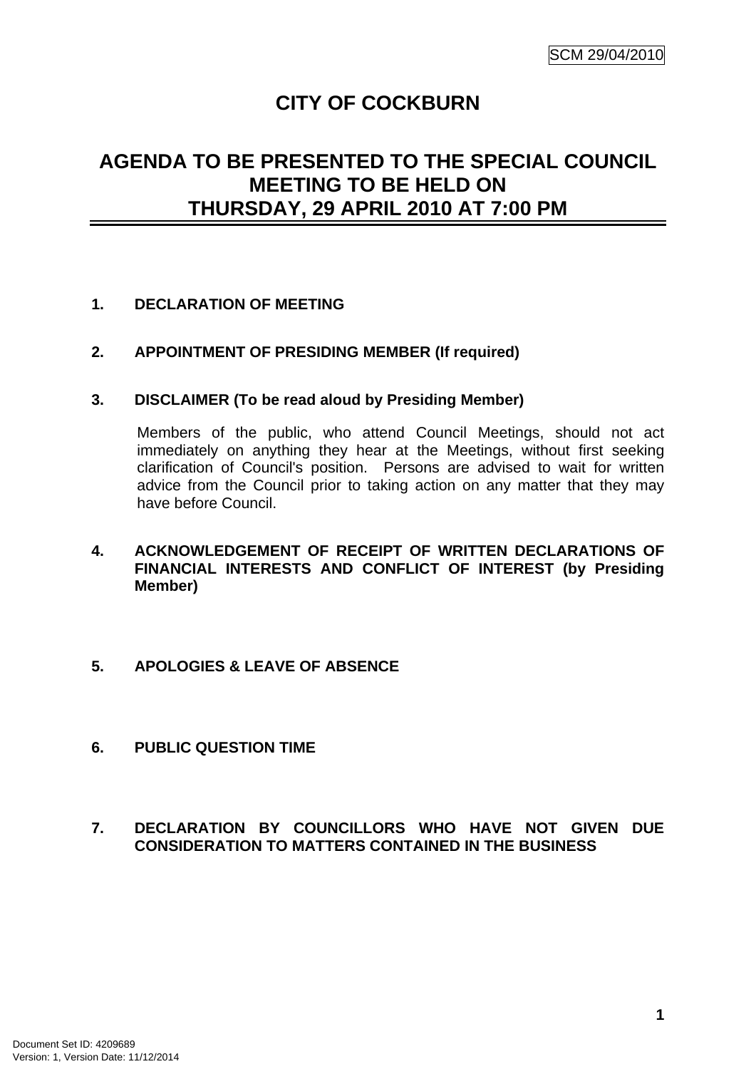SCM 29/04/2010

# CITY OF COCKBURN

## AGENDA TO BE PRESENTED TO THE SPECIAL COUNCIL MEETING TO BE HELD ON THURSDAY, 29 APRIL 2010 AT 7:00 PM

**1. DECLARATION OF MEETING**

**2. APPOINTMENT OF PRESIDING MEMBER (If required)**

**3. DISCLAIMER (To be read aloud by Presiding Member)**

Members of the public, who attend Council Meetings, should not act immediately on anything they hear at the Meetings, without first seeking clarification of Council's position. Persons are advised to wait for written advice from the Council prior to taking action on any matter that they may have before Council.

**4. ACKNOWLEDGEMENT OF RECEIPT OF WRITTEN DECLARATIONS OF FINANCIAL INTERESTS AND CONFLICT OF INTEREST (by Presiding Member)**

**5. APOLOGIES & LEAVE OF ABSENCE**

**6. PUBLIC QUESTION TIME**

**7. DECLARATION BY COUNCILLORS WHO HAVE NOT GIVEN DUE CONSIDERATION TO MATTERS CONTAINED IN THE BUSINESS**

Document Set ID: 4209689
Version: 1, Version Date: 11/12/2014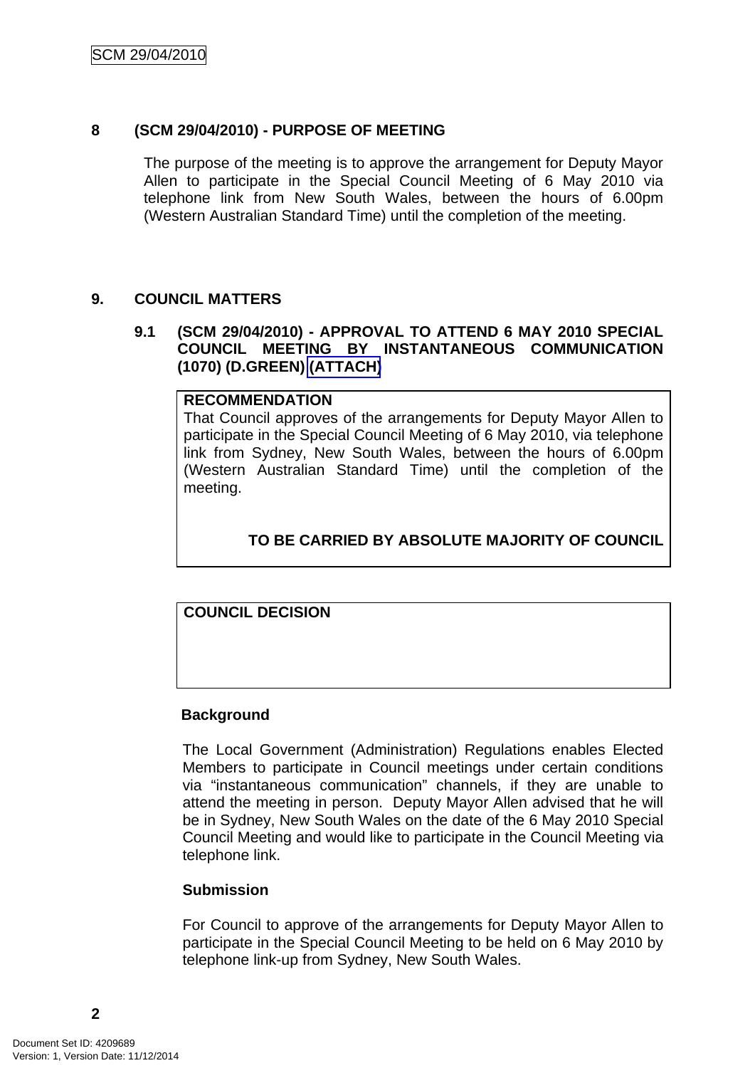## 8 (SCM 29/04/2010) - PURPOSE OF MEETING

The purpose of the meeting is to approve the arrangement for Deputy Mayor Allen to participate in the Special Council Meeting of 6 May 2010 via telephone link from New South Wales, between the hours of 6.00pm (Western Australian Standard Time) until the completion of the meeting.

## 9. COUNCIL MATTERS

### 9.1 (SCM 29/04/2010) - APPROVAL TO ATTEND 6 MAY 2010 SPECIAL COUNCIL MEETING BY INSTANTANEOUS COMMUNICATION (1070) (D.GREEN) (ATTACH)

**RECOMMENDATION**

That Council approves of the arrangements for Deputy Mayor Allen to participate in the Special Council Meeting of 6 May 2010, via telephone link from Sydney, New South Wales, between the hours of 6.00pm (Western Australian Standard Time) until the completion of the meeting.

**TO BE CARRIED BY ABSOLUTE MAJORITY OF COUNCIL**

**COUNCIL DECISION**

**Background**

The Local Government (Administration) Regulations enables Elected Members to participate in Council meetings under certain conditions via "instantaneous communication" channels, if they are unable to attend the meeting in person. Deputy Mayor Allen advised that he will be in Sydney, New South Wales on the date of the 6 May 2010 Special Council Meeting and would like to participate in the Council Meeting via telephone link.

**Submission**

For Council to approve of the arrangements for Deputy Mayor Allen to participate in the Special Council Meeting to be held on 6 May 2010 by telephone link-up from Sydney, New South Wales.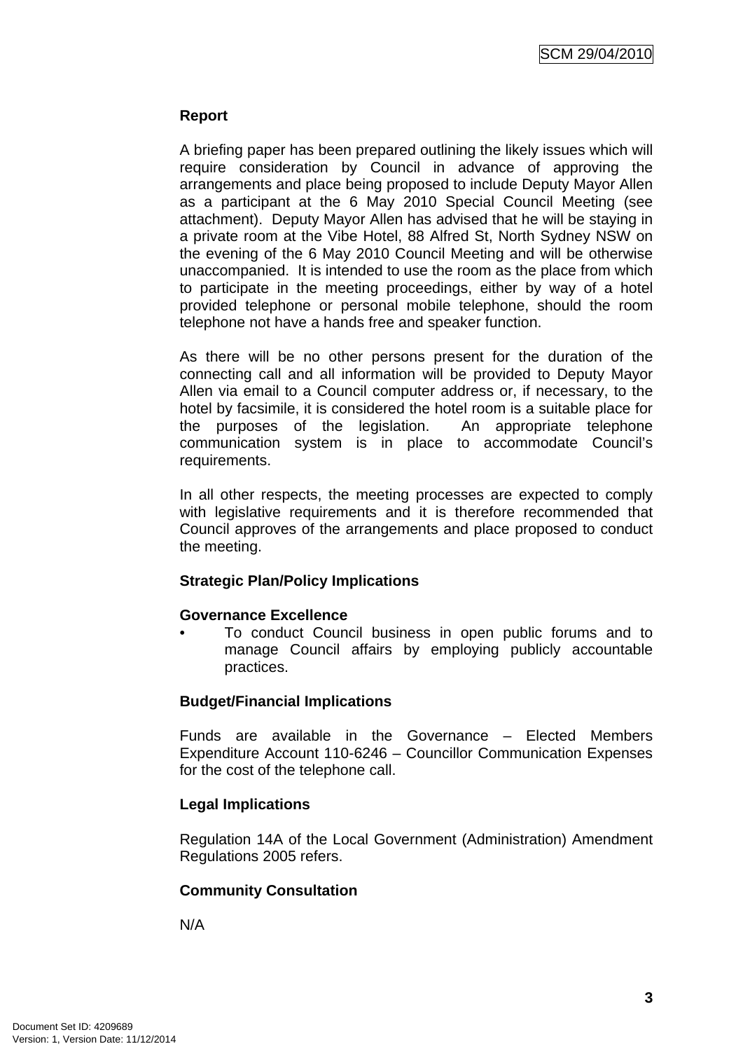## Report

A briefing paper has been prepared outlining the likely issues which will require consideration by Council in advance of approving the arrangements and place being proposed to include Deputy Mayor Allen as a participant at the 6 May 2010 Special Council Meeting (see attachment). Deputy Mayor Allen has advised that he will be staying in a private room at the Vibe Hotel, 88 Alfred St, North Sydney NSW on the evening of the 6 May 2010 Council Meeting and will be otherwise unaccompanied. It is intended to use the room as the place from which to participate in the meeting proceedings, either by way of a hotel provided telephone or personal mobile telephone, should the room telephone not have a hands free and speaker function.

As there will be no other persons present for the duration of the connecting call and all information will be provided to Deputy Mayor Allen via email to a Council computer address or, if necessary, to the hotel by facsimile, it is considered the hotel room is a suitable place for the purposes of the legislation. An appropriate telephone communication system is in place to accommodate Council's requirements.

In all other respects, the meeting processes are expected to comply with legislative requirements and it is therefore recommended that Council approves of the arrangements and place proposed to conduct the meeting.

## Strategic Plan/Policy Implications

### Governance Excellence

- To conduct Council business in open public forums and to manage Council affairs by employing publicly accountable practices.

## Budget/Financial Implications

Funds are available in the Governance – Elected Members Expenditure Account 110-6246 – Councillor Communication Expenses for the cost of the telephone call.

## Legal Implications

Regulation 14A of the Local Government (Administration) Amendment Regulations 2005 refers.

## Community Consultation

N/A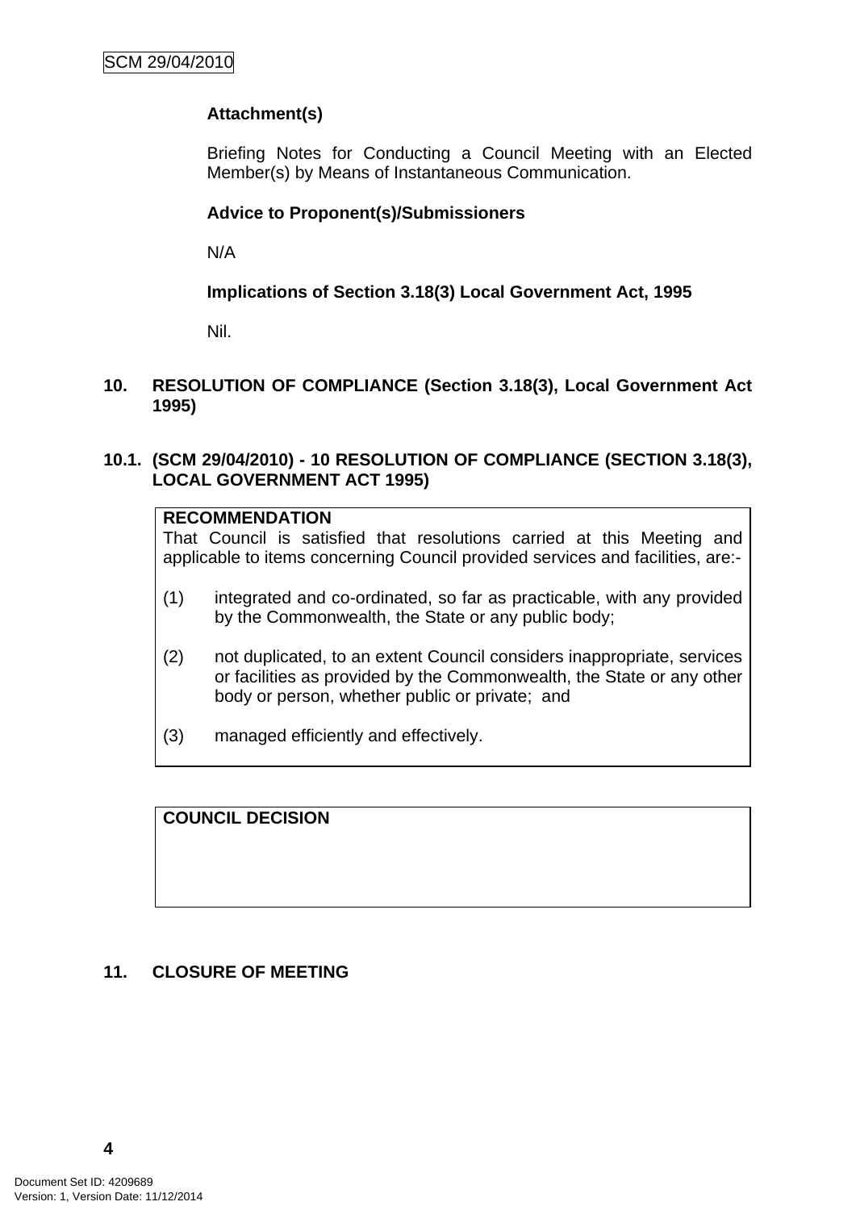**Attachment(s)**

Briefing Notes for Conducting a Council Meeting with an Elected Member(s) by Means of Instantaneous Communication.

**Advice to Proponent(s)/Submissioners**

N/A

**Implications of Section 3.18(3) Local Government Act, 1995**

Nil.

## 10. RESOLUTION OF COMPLIANCE (Section 3.18(3), Local Government Act 1995)

### 10.1. (SCM 29/04/2010) - 10 RESOLUTION OF COMPLIANCE (SECTION 3.18(3), LOCAL GOVERNMENT ACT 1995)

**RECOMMENDATION**

That Council is satisfied that resolutions carried at this Meeting and applicable to items concerning Council provided services and facilities, are:-

(1) integrated and co-ordinated, so far as practicable, with any provided by the Commonwealth, the State or any public body;

(2) not duplicated, to an extent Council considers inappropriate, services or facilities as provided by the Commonwealth, the State or any other body or person, whether public or private; and

(3) managed efficiently and effectively.

**COUNCIL DECISION**

## 11. CLOSURE OF MEETING

Document Set ID: 4209689
Version: 1, Version Date: 11/12/2014